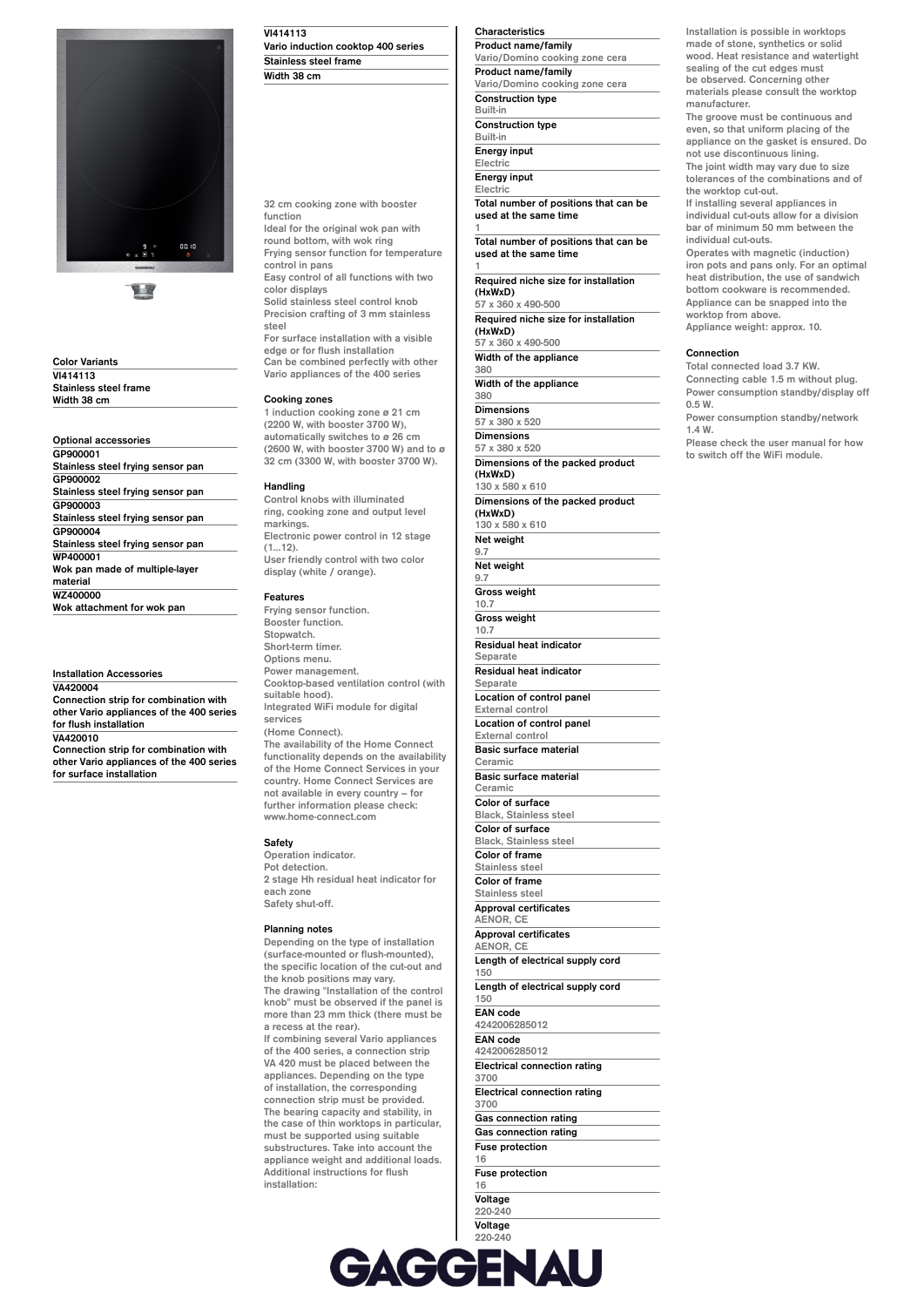**VI414113**
**Vario induction cooktop 400 series**
**Stainless steel frame**
**Width 38 cm**

### Color Variants

**VI414113**
**Stainless steel frame**
**Width 38 cm**

### Optional accessories

**GP900001**
**Stainless steel frying sensor pan**
**GP900002**
**Stainless steel frying sensor pan**
**GP900003**
**Stainless steel frying sensor pan**
**GP900004**
**Stainless steel frying sensor pan**
**WP400001**
**Wok pan made of multiple-layer material**
**WZ400000**
**Wok attachment for wok pan**

### Installation Accessories

**VA420004**
**Connection strip for combination with other Vario appliances of the 400 series for flush installation**
**VA420010**
**Connection strip for combination with other Vario appliances of the 400 series for surface installation**

32 cm cooking zone with booster function
Ideal for the original wok pan with round bottom, with wok ring
Frying sensor function for temperature control in pans
Easy control of all functions with two color displays
Solid stainless steel control knob
Precision crafting of 3 mm stainless steel
For surface installation with a visible edge or for flush installation
Can be combined perfectly with other Vario appliances of the 400 series

### Cooking zones

1 induction cooking zone ø 21 cm (2200 W, with booster 3700 W), automatically switches to ø 26 cm (2600 W, with booster 3700 W) and to ø 32 cm (3300 W, with booster 3700 W).

### Handling

Control knobs with illuminated ring, cooking zone and output level markings.
Electronic power control in 12 stage (1...12).
User friendly control with two color display (white / orange).

### Features

Frying sensor function.
Booster function.
Stopwatch.
Short-term timer.
Options menu.
Power management.
Cooktop-based ventilation control (with suitable hood).
Integrated WiFi module for digital services
(Home Connect).
The availability of the Home Connect functionality depends on the availability of the Home Connect Services in your country. Home Connect Services are not available in every country – for further information please check: www.home-connect.com

### Safety

Operation indicator.
Pot detection.
2 stage Hh residual heat indicator for each zone
Safety shut-off.

### Planning notes

Depending on the type of installation (surface-mounted or flush-mounted), the specific location of the cut-out and the knob positions may vary.
The drawing "Installation of the control knob" must be observed if the panel is more than 23 mm thick (there must be a recess at the rear).
If combining several Vario appliances of the 400 series, a connection strip VA 420 must be placed between the appliances. Depending on the type of installation, the corresponding connection strip must be provided.
The bearing capacity and stability, in the case of thin worktops in particular, must be supported using suitable substructures. Take into account the appliance weight and additional loads.
Additional instructions for flush installation:

### Characteristics

**Product name/family**
Vario/Domino cooking zone cera
**Product name/family**
Vario/Domino cooking zone cera
**Construction type**
Built-in
**Construction type**
Built-in
**Energy input**
Electric
**Energy input**
Electric
**Total number of positions that can be used at the same time**
1
**Total number of positions that can be used at the same time**
1
**Required niche size for installation (HxWxD)**
57 x 360 x 490-500
**Required niche size for installation (HxWxD)**
57 x 360 x 490-500
**Width of the appliance**
380
**Width of the appliance**
380
**Dimensions**
57 x 380 x 520
**Dimensions**
57 x 380 x 520
**Dimensions of the packed product (HxWxD)**
130 x 580 x 610
**Dimensions of the packed product (HxWxD)**
130 x 580 x 610
**Net weight**
9.7
**Net weight**
9.7
**Gross weight**
10.7
**Gross weight**
10.7
**Residual heat indicator**
Separate
**Residual heat indicator**
Separate
**Location of control panel**
External control
**Location of control panel**
External control
**Basic surface material**
Ceramic
**Basic surface material**
Ceramic
**Color of surface**
Black, Stainless steel
**Color of surface**
Black, Stainless steel
**Color of frame**
Stainless steel
**Color of frame**
Stainless steel
**Approval certificates**
AENOR, CE
**Approval certificates**
AENOR, CE
**Length of electrical supply cord**
150
**Length of electrical supply cord**
150
**EAN code**
4242006285012
**EAN code**
4242006285012
**Electrical connection rating**
3700
**Electrical connection rating**
3700
**Gas connection rating**
**Gas connection rating**
**Fuse protection**
16
**Fuse protection**
16
**Voltage**
220-240
**Voltage**
220-240

Installation is possible in worktops made of stone, synthetics or solid wood. Heat resistance and watertight sealing of the cut edges must be observed. Concerning other materials please consult the worktop manufacturer.
The groove must be continuous and even, so that uniform placing of the appliance on the gasket is ensured. Do not use discontinuous lining.
The joint width may vary due to size tolerances of the combinations and of the worktop cut-out.
If installing several appliances in individual cut-outs allow for a division bar of minimum 50 mm between the individual cut-outs.
Operates with magnetic (induction) iron pots and pans only. For an optimal heat distribution, the use of sandwich bottom cookware is recommended.
Appliance can be snapped into the worktop from above.
Appliance weight: approx. 10.

### Connection

Total connected load 3.7 KW.
Connecting cable 1.5 m without plug.
Power consumption standby/display off 0.5 W.
Power consumption standby/network 1.4 W.
Please check the user manual for how to switch off the WiFi module.

GAGGENAU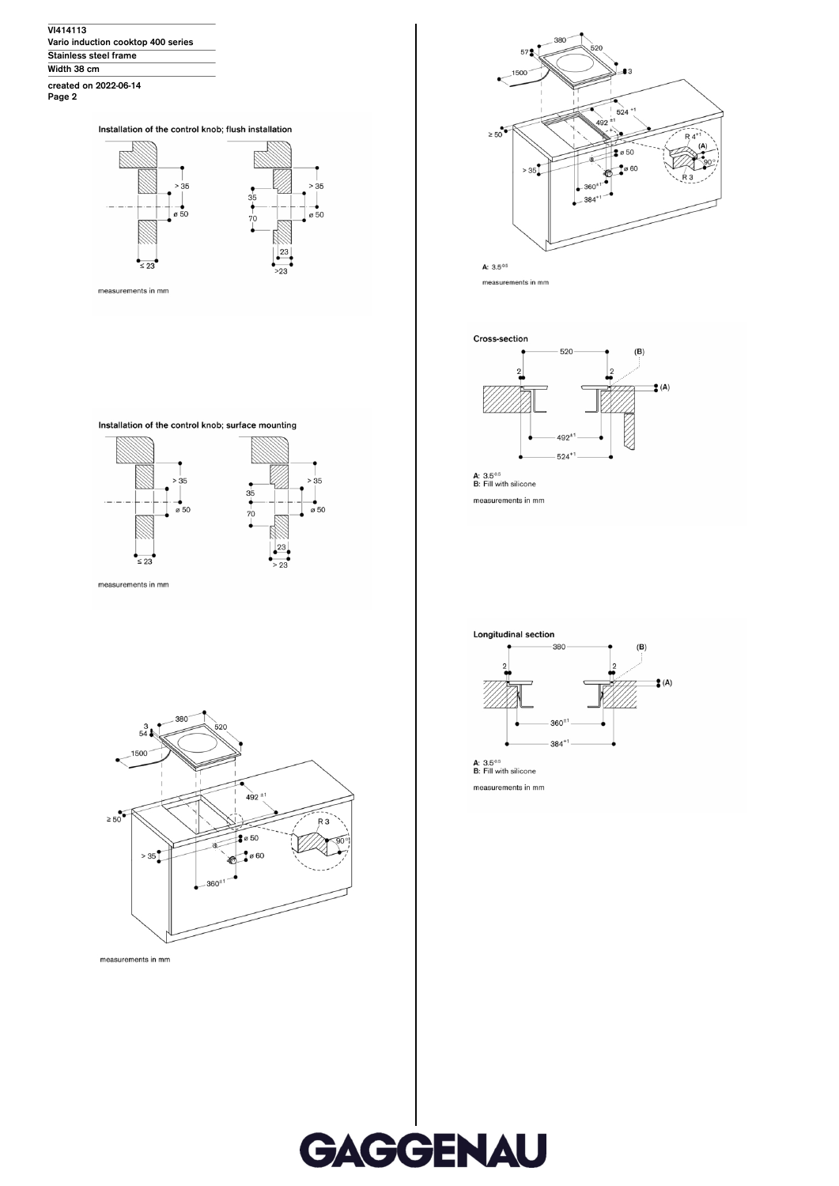VI414113
Vario induction cooktop 400 series
Stainless steel frame
Width 38 cm
created on 2022-06-14
Page 2

### Installation of the control knob; flush installation

> 35
ø 50
≤ 23

> 35
35
70
ø 50
23
>23

measurements in mm

### Installation of the control knob; surface mounting

> 35
ø 50
≤ 23

> 35
35
70
ø 50
23
> 23

measurements in mm

380
520
3
54
1500
492 ±1
≥ 50
R 3
90°
ø 50
> 35
ø 60
360±1

measurements in mm

380
520
57
3
1500
524 +1
492 ±1
≥ 50
R 4+1
(A)
90°
R 3
ø 50
> 35
ø 60
360±1
384+1

A: 3.5-0.5

measurements in mm

### Cross-section

520
2
2
(B)
(A)
492±1
524+1

A: 3.5-0.5
B: Fill with silicone

measurements in mm

### Longitudinal section

380
2
2
(B)
(A)
360±1
384+1

A: 3.5-0.5
B: Fill with silicone

measurements in mm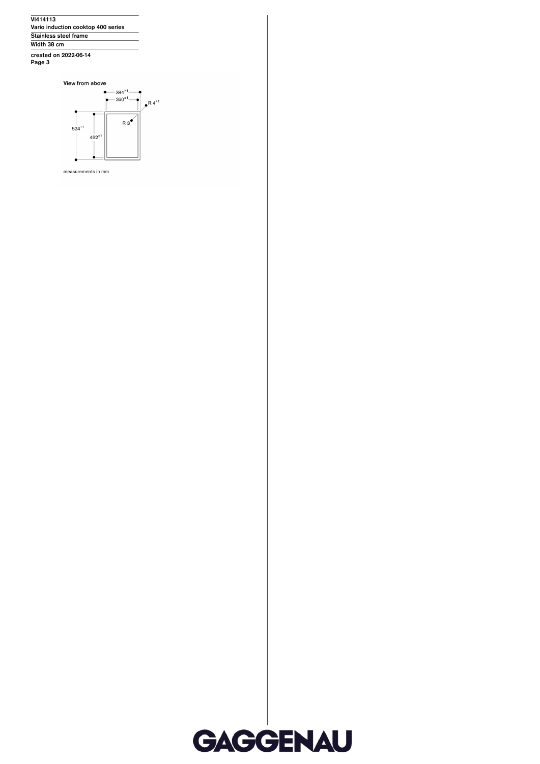View from above

384$^{+1}$

360$^{\pm1}$

R 4$^{+1}$

R 3

524$^{+1}$

492$^{\pm1}$

measurements in mm